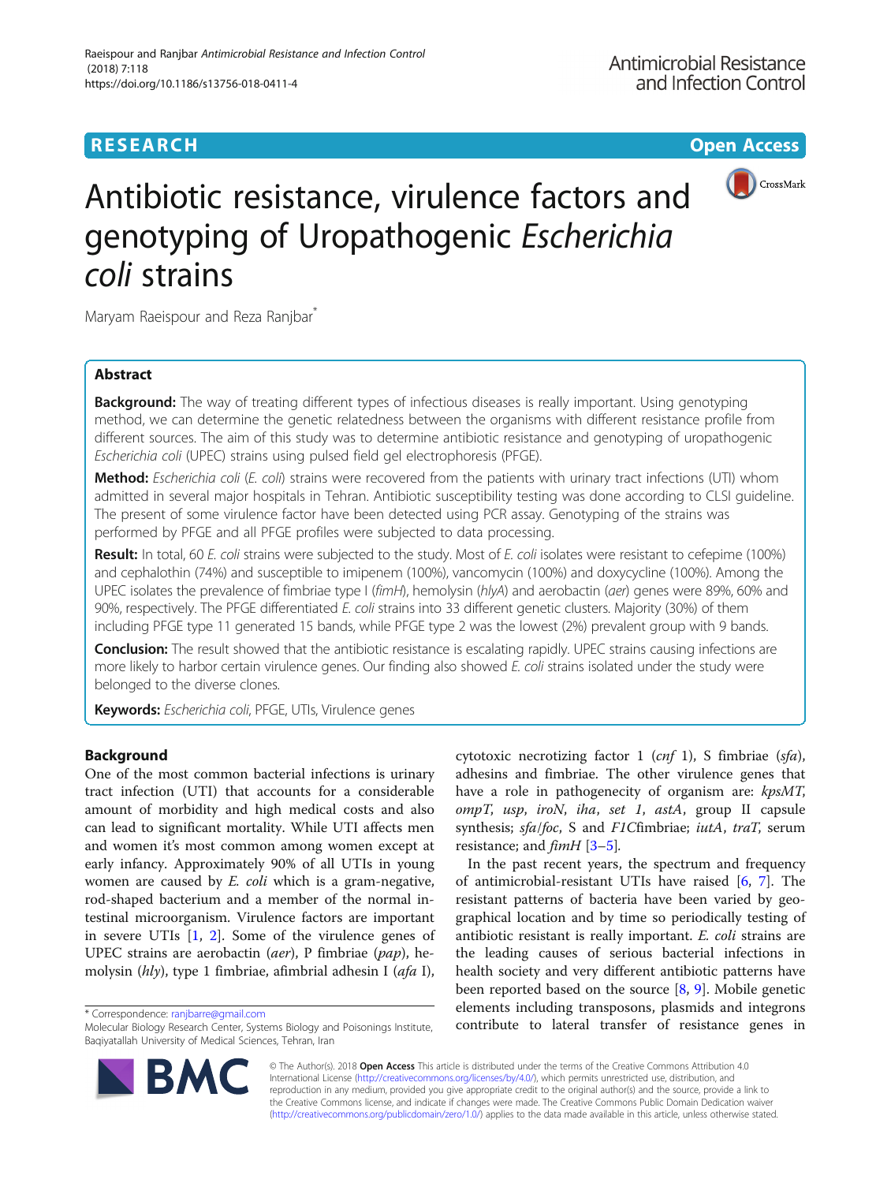**RESEARCH** **Open Access**

# Antibiotic resistance, virulence factors and genotyping of Uropathogenic *Escherichia coli* strains

Maryam Raeispour and Reza Ranjbar*

## Abstract

**Background:** The way of treating different types of infectious diseases is really important. Using genotyping method, we can determine the genetic relatedness between the organisms with different resistance profile from different sources. The aim of this study was to determine antibiotic resistance and genotyping of uropathogenic *Escherichia coli* (UPEC) strains using pulsed field gel electrophoresis (PFGE).

**Method:** *Escherichia coli* (*E. coli*) strains were recovered from the patients with urinary tract infections (UTI) whom admitted in several major hospitals in Tehran. Antibiotic susceptibility testing was done according to CLSI guideline. The present of some virulence factor have been detected using PCR assay. Genotyping of the strains was performed by PFGE and all PFGE profiles were subjected to data processing.

**Result:** In total, 60 *E. coli* strains were subjected to the study. Most of *E. coli* isolates were resistant to cefepime (100%) and cephalothin (74%) and susceptible to imipenem (100%), vancomycin (100%) and doxycycline (100%). Among the UPEC isolates the prevalence of fimbriae type I (*fimH*), hemolysin (*hlyA*) and aerobactin (*aer*) genes were 89%, 60% and 90%, respectively. The PFGE differentiated *E. coli* strains into 33 different genetic clusters. Majority (30%) of them including PFGE type 11 generated 15 bands, while PFGE type 2 was the lowest (2%) prevalent group with 9 bands.

**Conclusion:** The result showed that the antibiotic resistance is escalating rapidly. UPEC strains causing infections are more likely to harbor certain virulence genes. Our finding also showed *E. coli* strains isolated under the study were belonged to the diverse clones.

**Keywords:** *Escherichia coli*, PFGE, UTIs, Virulence genes

## Background

One of the most common bacterial infections is urinary tract infection (UTI) that accounts for a considerable amount of morbidity and high medical costs and also can lead to significant mortality. While UTI affects men and women it's most common among women except at early infancy. Approximately 90% of all UTIs in young women are caused by *E. coli* which is a gram-negative, rod-shaped bacterium and a member of the normal intestinal microorganism. Virulence factors are important in severe UTIs [1, 2]. Some of the virulence genes of UPEC strains are aerobactin (*aer*), P fimbriae (*pap*), hemolysin (*hly*), type 1 fimbriae, afimbrial adhesin I (*afa* I), cytotoxic necrotizing factor 1 (*cnf* 1), S fimbriae (*sfa*), adhesins and fimbriae. The other virulence genes that have a role in pathogenecity of organism are: *kpsMT*, *ompT*, *usp*, *iroN*, *iha*, *set 1*, *astA*, group II capsule synthesis; *sfa*/*foc*, S and *F1C*fimbriae; *iutA*, *traT*, serum resistance; and *fimH* [3–5].

In the past recent years, the spectrum and frequency of antimicrobial-resistant UTIs have raised [6, 7]. The resistant patterns of bacteria have been varied by geographical location and by time so periodically testing of antibiotic resistant is really important. *E. coli* strains are the leading causes of serious bacterial infections in health society and very different antibiotic patterns have been reported based on the source [8, 9]. Mobile genetic elements including transposons, plasmids and integrons contribute to lateral transfer of resistance genes in

\* Correspondence: ranjbarre@gmail.com
Molecular Biology Research Center, Systems Biology and Poisonings Institute, Baqiyatallah University of Medical Sciences, Tehran, Iran

© The Author(s). 2018 **Open Access** This article is distributed under the terms of the Creative Commons Attribution 4.0 International License (http://creativecommons.org/licenses/by/4.0/), which permits unrestricted use, distribution, and reproduction in any medium, provided you give appropriate credit to the original author(s) and the source, provide a link to the Creative Commons license, and indicate if changes were made. The Creative Commons Public Domain Dedication waiver (http://creativecommons.org/publicdomain/zero/1.0/) applies to the data made available in this article, unless otherwise stated.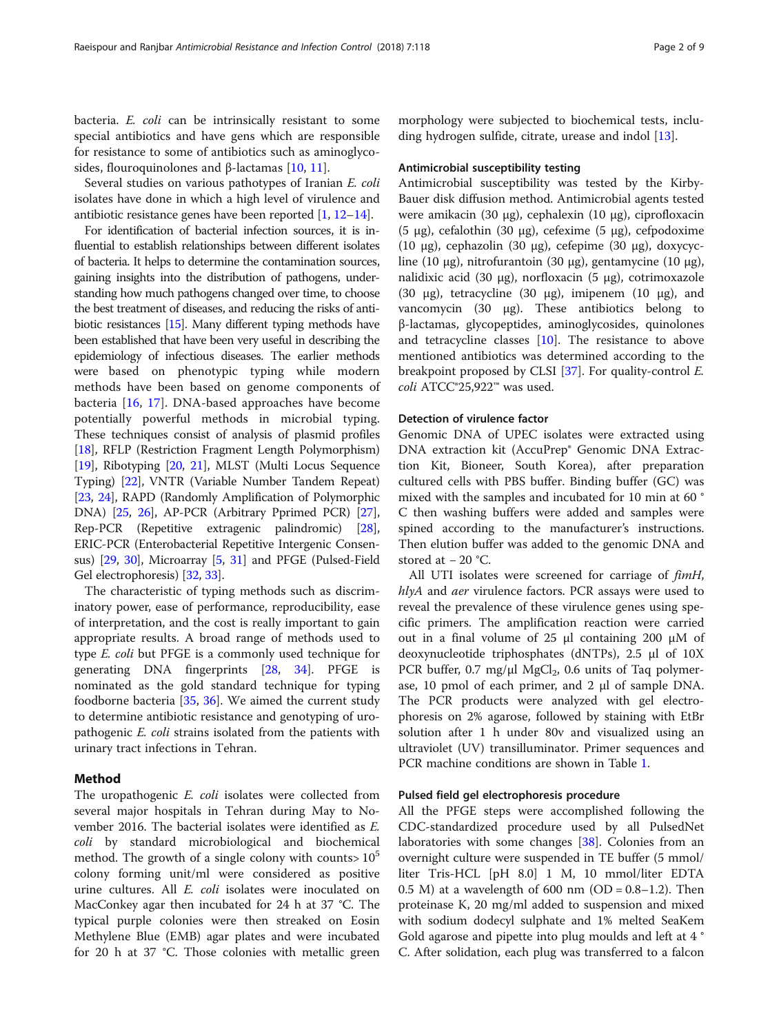bacteria. *E. coli* can be intrinsically resistant to some special antibiotics and have gens which are responsible for resistance to some of antibiotics such as aminoglycosides, flouroquinolones and β-lactamas [10, 11].

Several studies on various pathotypes of Iranian *E. coli* isolates have done in which a high level of virulence and antibiotic resistance genes have been reported [1, 12–14].

For identification of bacterial infection sources, it is influential to establish relationships between different isolates of bacteria. It helps to determine the contamination sources, gaining insights into the distribution of pathogens, understanding how much pathogens changed over time, to choose the best treatment of diseases, and reducing the risks of antibiotic resistances [15]. Many different typing methods have been established that have been very useful in describing the epidemiology of infectious diseases. The earlier methods were based on phenotypic typing while modern methods have been based on genome components of bacteria [16, 17]. DNA-based approaches have become potentially powerful methods in microbial typing. These techniques consist of analysis of plasmid profiles [18], RFLP (Restriction Fragment Length Polymorphism) [19], Ribotyping [20, 21], MLST (Multi Locus Sequence Typing) [22], VNTR (Variable Number Tandem Repeat) [23, 24], RAPD (Randomly Amplification of Polymorphic DNA) [25, 26], AP-PCR (Arbitrary Pprimed PCR) [27], Rep-PCR (Repetitive extragenic palindromic) [28], ERIC-PCR (Enterobacterial Repetitive Intergenic Consensus) [29, 30], Microarray [5, 31] and PFGE (Pulsed-Field Gel electrophoresis) [32, 33].

The characteristic of typing methods such as discriminatory power, ease of performance, reproducibility, ease of interpretation, and the cost is really important to gain appropriate results. A broad range of methods used to type *E. coli* but PFGE is a commonly used technique for generating DNA fingerprints [28, 34]. PFGE is nominated as the gold standard technique for typing foodborne bacteria [35, 36]. We aimed the current study to determine antibiotic resistance and genotyping of uropathogenic *E. coli* strains isolated from the patients with urinary tract infections in Tehran.

## Method

The uropathogenic *E. coli* isolates were collected from several major hospitals in Tehran during May to November 2016. The bacterial isolates were identified as *E. coli* by standard microbiological and biochemical method. The growth of a single colony with counts> $10^5$ colony forming unit/ml were considered as positive urine cultures. All *E. coli* isolates were inoculated on MacConkey agar then incubated for 24 h at 37 °C. The typical purple colonies were then streaked on Eosin Methylene Blue (EMB) agar plates and were incubated for 20 h at 37 °C. Those colonies with metallic green morphology were subjected to biochemical tests, including hydrogen sulfide, citrate, urease and indol [13].

### Antimicrobial susceptibility testing

Antimicrobial susceptibility was tested by the Kirby-Bauer disk diffusion method. Antimicrobial agents tested were amikacin (30 μg), cephalexin (10 μg), ciprofloxacin (5 μg), cefalothin (30 μg), cefexime (5 μg), cefpodoxime (10 μg), cephazolin (30 μg), cefepime (30 μg), doxycycline (10 μg), nitrofurantoin (30 μg), gentamycine (10 μg), nalidixic acid (30 μg), norfloxacin (5 μg), cotrimoxazole (30 μg), tetracycline (30 μg), imipenem (10 μg), and vancomycin (30 μg). These antibiotics belong to β-lactamas, glycopeptides, aminoglycosides, quinolones and tetracycline classes [10]. The resistance to above mentioned antibiotics was determined according to the breakpoint proposed by CLSI [37]. For quality-control *E. coli* ATCC®25,922™ was used.

### Detection of virulence factor

Genomic DNA of UPEC isolates were extracted using DNA extraction kit (AccuPrep® Genomic DNA Extraction Kit, Bioneer, South Korea), after preparation cultured cells with PBS buffer. Binding buffer (GC) was mixed with the samples and incubated for 10 min at 60 ° C then washing buffers were added and samples were spined according to the manufacturer's instructions. Then elution buffer was added to the genomic DNA and stored at − 20 °C.

All UTI isolates were screened for carriage of *fimH*, *hlyA* and *aer* virulence factors. PCR assays were used to reveal the prevalence of these virulence genes using specific primers. The amplification reaction were carried out in a final volume of 25 μl containing 200 μM of deoxynucleotide triphosphates (dNTPs), 2.5 μl of 10X PCR buffer, 0.7 mg/μl $MgCl_2$, 0.6 units of Taq polymerase, 10 pmol of each primer, and 2 μl of sample DNA. The PCR products were analyzed with gel electrophoresis on 2% agarose, followed by staining with EtBr solution after 1 h under 80v and visualized using an ultraviolet (UV) transilluminator. Primer sequences and PCR machine conditions are shown in Table 1.

### Pulsed field gel electrophoresis procedure

All the PFGE steps were accomplished following the CDC-standardized procedure used by all PulsedNet laboratories with some changes [38]. Colonies from an overnight culture were suspended in TE buffer (5 mmol/liter Tris-HCL [pH 8.0] 1 M, 10 mmol/liter EDTA 0.5 M) at a wavelength of 600 nm (OD = 0.8–1.2). Then proteinase K, 20 mg/ml added to suspension and mixed with sodium dodecyl sulphate and 1% melted SeaKem Gold agarose and pipette into plug moulds and left at 4 ° C. After solidation, each plug was transferred to a falcon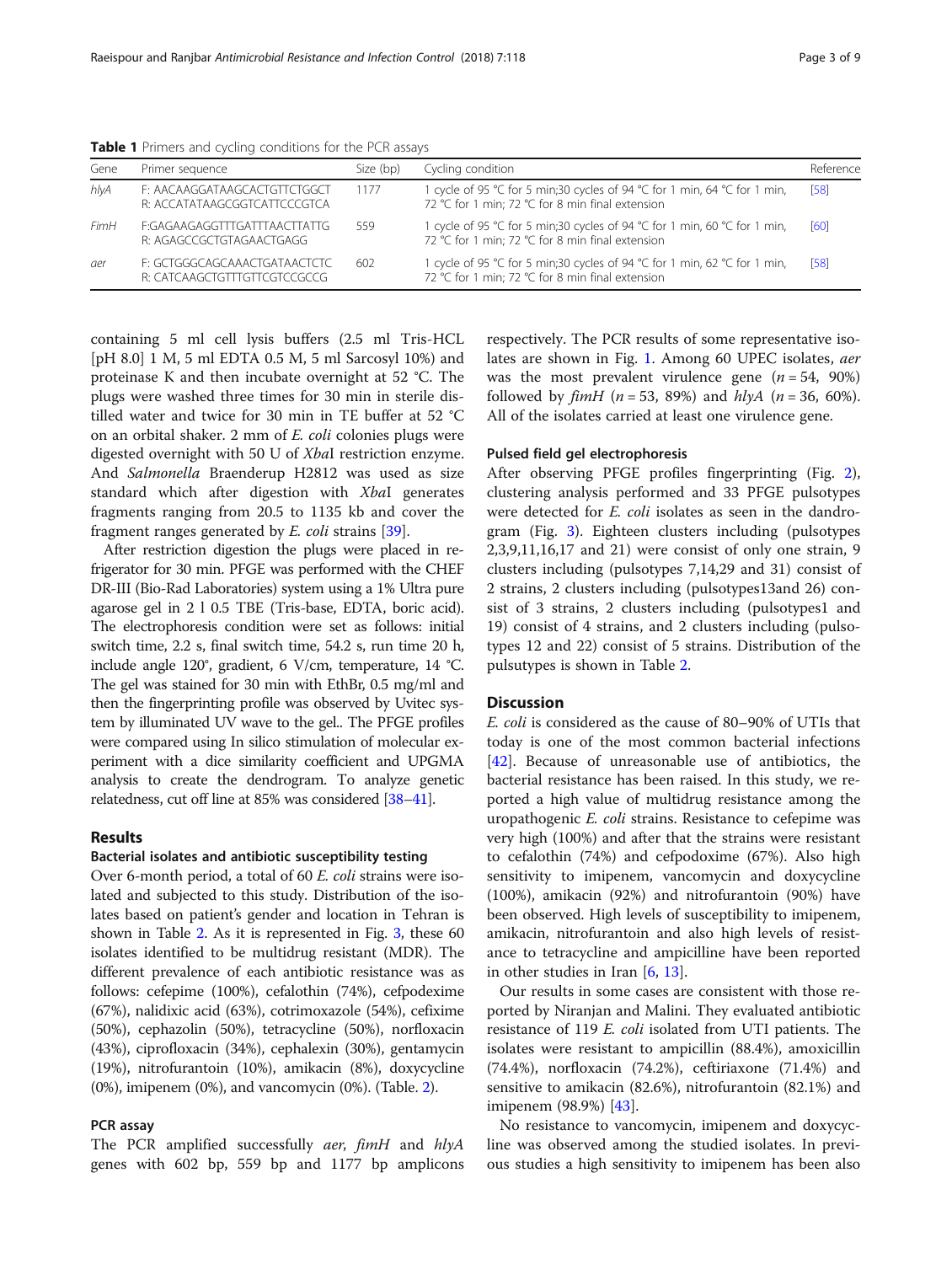**Table 1** Primers and cycling conditions for the PCR assays

| Gene | Primer sequence | Size (bp) | Cycling condition | Reference |
|---|---|---|---|---|
| *hlyA* | F: AACAAGGATAAGCACTGTTCTGGCT R: ACCATATAAGCGGTCATTCCCGTCA | 1177 | 1 cycle of 95 °C for 5 min;30 cycles of 94 °C for 1 min, 64 °C for 1 min, 72 °C for 1 min; 72 °C for 8 min final extension | [58] |
| *FimH* | F:GAGAAGAGGTTTGATTTAACTTATTG R: AGAGCCGCTGTAGAACTGAGG | 559 | 1 cycle of 95 °C for 5 min;30 cycles of 94 °C for 1 min, 60 °C for 1 min, 72 °C for 1 min; 72 °C for 8 min final extension | [60] |
| *aer* | F: GCTGGGCAGCAAACTGATAACTCTC R: CATCAAGCTGTTTGTTCGTCCGCCG | 602 | 1 cycle of 95 °C for 5 min;30 cycles of 94 °C for 1 min, 62 °C for 1 min, 72 °C for 1 min; 72 °C for 8 min final extension | [58] |

containing 5 ml cell lysis buffers (2.5 ml Tris-HCL [pH 8.0] 1 M, 5 ml EDTA 0.5 M, 5 ml Sarcosyl 10%) and proteinase K and then incubate overnight at 52 °C. The plugs were washed three times for 30 min in sterile distilled water and twice for 30 min in TE buffer at 52 °C on an orbital shaker. 2 mm of *E. coli* colonies plugs were digested overnight with 50 U of *Xba*I restriction enzyme. And *Salmonella* Braenderup H2812 was used as size standard which after digestion with *Xba*I generates fragments ranging from 20.5 to 1135 kb and cover the fragment ranges generated by *E. coli* strains [39].

After restriction digestion the plugs were placed in refrigerator for 30 min. PFGE was performed with the CHEF DR-III (Bio-Rad Laboratories) system using a 1% Ultra pure agarose gel in 2 l 0.5 TBE (Tris-base, EDTA, boric acid). The electrophoresis condition were set as follows: initial switch time, 2.2 s, final switch time, 54.2 s, run time 20 h, include angle 120°, gradient, 6 V/cm, temperature, 14 °C. The gel was stained for 30 min with EthBr, 0.5 mg/ml and then the fingerprinting profile was observed by Uvitec system by illuminated UV wave to the gel.. The PFGE profiles were compared using In silico stimulation of molecular experiment with a dice similarity coefficient and UPGMA analysis to create the dendrogram. To analyze genetic relatedness, cut off line at 85% was considered [38–41].

## Results

### Bacterial isolates and antibiotic susceptibility testing

Over 6-month period, a total of 60 *E. coli* strains were isolated and subjected to this study. Distribution of the isolates based on patient's gender and location in Tehran is shown in Table 2. As it is represented in Fig. 3, these 60 isolates identified to be multidrug resistant (MDR). The different prevalence of each antibiotic resistance was as follows: cefepime (100%), cefalothin (74%), cefpodexime (67%), nalidixic acid (63%), cotrimoxazole (54%), cefixime (50%), cephazolin (50%), tetracycline (50%), norfloxacin (43%), ciprofloxacin (34%), cephalexin (30%), gentamycin (19%), nitrofurantoin (10%), amikacin (8%), doxycycline (0%), imipenem (0%), and vancomycin (0%). (Table. 2).

### PCR assay

The PCR amplified successfully *aer*, *fimH* and *hlyA* genes with 602 bp, 559 bp and 1177 bp amplicons respectively. The PCR results of some representative isolates are shown in Fig. 1. Among 60 UPEC isolates, *aer* was the most prevalent virulence gene ($n = 54$, 90%) followed by *fimH* ($n = 53$, 89%) and *hlyA* ($n = 36$, 60%). All of the isolates carried at least one virulence gene.

### Pulsed field gel electrophoresis

After observing PFGE profiles fingerprinting (Fig. 2), clustering analysis performed and 33 PFGE pulsotypes were detected for *E. coli* isolates as seen in the dandrogram (Fig. 3). Eighteen clusters including (pulsotypes 2,3,9,11,16,17 and 21) were consist of only one strain, 9 clusters including (pulsotypes 7,14,29 and 31) consist of 2 strains, 2 clusters including (pulsotypes13and 26) consist of 3 strains, 2 clusters including (pulsotypes1 and 19) consist of 4 strains, and 2 clusters including (pulsotypes 12 and 22) consist of 5 strains. Distribution of the pulsutypes is shown in Table 2.

## Discussion

*E. coli* is considered as the cause of 80–90% of UTIs that today is one of the most common bacterial infections [42]. Because of unreasonable use of antibiotics, the bacterial resistance has been raised. In this study, we reported a high value of multidrug resistance among the uropathogenic *E. coli* strains. Resistance to cefepime was very high (100%) and after that the strains were resistant to cefalothin (74%) and cefpodoxime (67%). Also high sensitivity to imipenem, vancomycin and doxycycline (100%), amikacin (92%) and nitrofurantoin (90%) have been observed. High levels of susceptibility to imipenem, amikacin, nitrofurantoin and also high levels of resistance to tetracycline and ampicilline have been reported in other studies in Iran [6, 13].

Our results in some cases are consistent with those reported by Niranjan and Malini. They evaluated antibiotic resistance of 119 *E. coli* isolated from UTI patients. The isolates were resistant to ampicillin (88.4%), amoxicillin (74.4%), norfloxacin (74.2%), ceftiriaxone (71.4%) and sensitive to amikacin (82.6%), nitrofurantoin (82.1%) and imipenem (98.9%) [43].

No resistance to vancomycin, imipenem and doxycycline was observed among the studied isolates. In previous studies a high sensitivity to imipenem has been also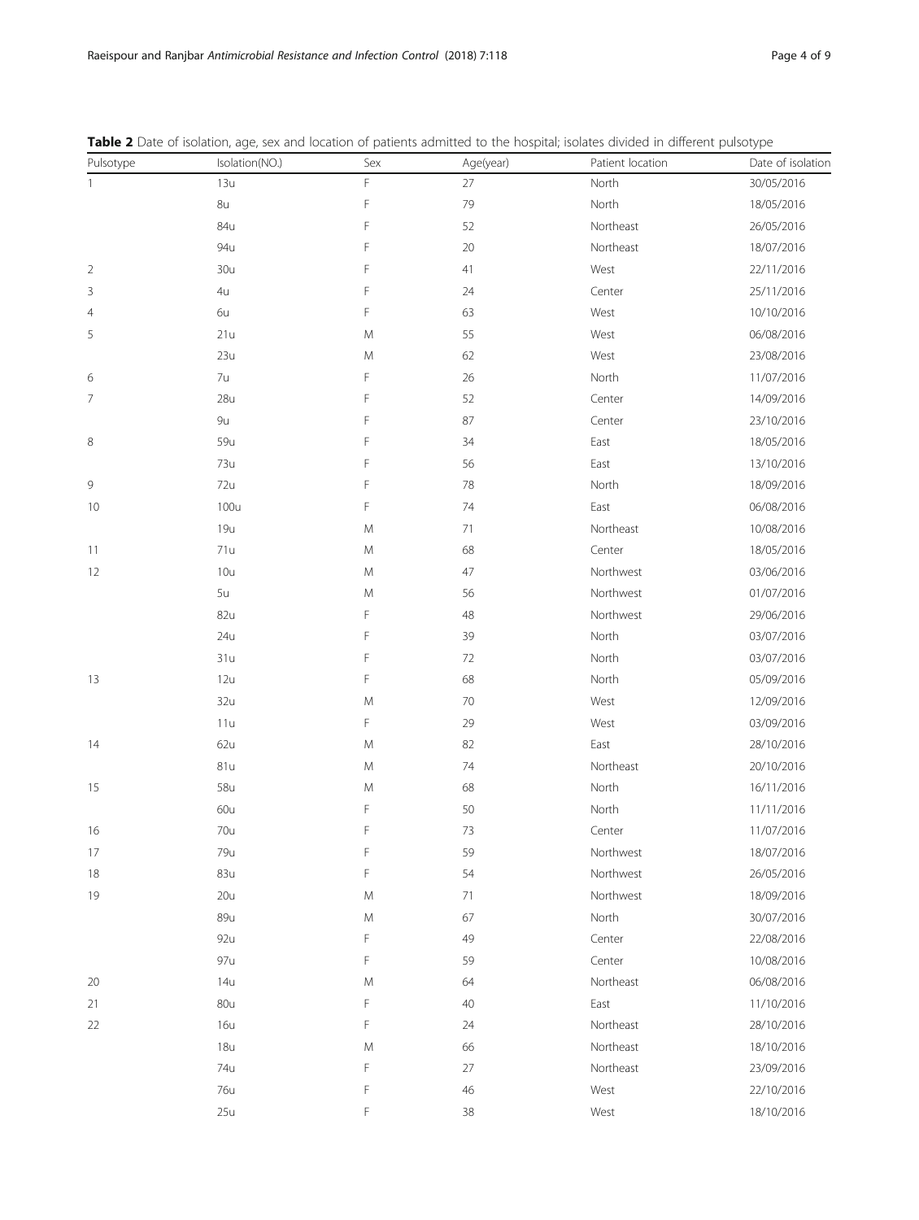**Table 2** Date of isolation, age, sex and location of patients admitted to the hospital; isolates divided in different pulsotype

| Pulsotype | Isolation(NO.) | Sex | Age(year) | Patient location | Date of isolation |
|---|---|---|---|---|---|
| 1 | 13u | F | 27 | North | 30/05/2016 |
| | 8u | F | 79 | North | 18/05/2016 |
| | 84u | F | 52 | Northeast | 26/05/2016 |
| | 94u | F | 20 | Northeast | 18/07/2016 |
| 2 | 30u | F | 41 | West | 22/11/2016 |
| 3 | 4u | F | 24 | Center | 25/11/2016 |
| 4 | 6u | F | 63 | West | 10/10/2016 |
| 5 | 21u | M | 55 | West | 06/08/2016 |
| | 23u | M | 62 | West | 23/08/2016 |
| 6 | 7u | F | 26 | North | 11/07/2016 |
| 7 | 28u | F | 52 | Center | 14/09/2016 |
| | 9u | F | 87 | Center | 23/10/2016 |
| 8 | 59u | F | 34 | East | 18/05/2016 |
| | 73u | F | 56 | East | 13/10/2016 |
| 9 | 72u | F | 78 | North | 18/09/2016 |
| 10 | 100u | F | 74 | East | 06/08/2016 |
| | 19u | M | 71 | Northeast | 10/08/2016 |
| 11 | 71u | M | 68 | Center | 18/05/2016 |
| 12 | 10u | M | 47 | Northwest | 03/06/2016 |
| | 5u | M | 56 | Northwest | 01/07/2016 |
| | 82u | F | 48 | Northwest | 29/06/2016 |
| | 24u | F | 39 | North | 03/07/2016 |
| | 31u | F | 72 | North | 03/07/2016 |
| 13 | 12u | F | 68 | North | 05/09/2016 |
| | 32u | M | 70 | West | 12/09/2016 |
| | 11u | F | 29 | West | 03/09/2016 |
| 14 | 62u | M | 82 | East | 28/10/2016 |
| | 81u | M | 74 | Northeast | 20/10/2016 |
| 15 | 58u | M | 68 | North | 16/11/2016 |
| | 60u | F | 50 | North | 11/11/2016 |
| 16 | 70u | F | 73 | Center | 11/07/2016 |
| 17 | 79u | F | 59 | Northwest | 18/07/2016 |
| 18 | 83u | F | 54 | Northwest | 26/05/2016 |
| 19 | 20u | M | 71 | Northwest | 18/09/2016 |
| | 89u | M | 67 | North | 30/07/2016 |
| | 92u | F | 49 | Center | 22/08/2016 |
| | 97u | F | 59 | Center | 10/08/2016 |
| 20 | 14u | M | 64 | Northeast | 06/08/2016 |
| 21 | 80u | F | 40 | East | 11/10/2016 |
| 22 | 16u | F | 24 | Northeast | 28/10/2016 |
| | 18u | M | 66 | Northeast | 18/10/2016 |
| | 74u | F | 27 | Northeast | 23/09/2016 |
| | 76u | F | 46 | West | 22/10/2016 |
| | 25u | F | 38 | West | 18/10/2016 |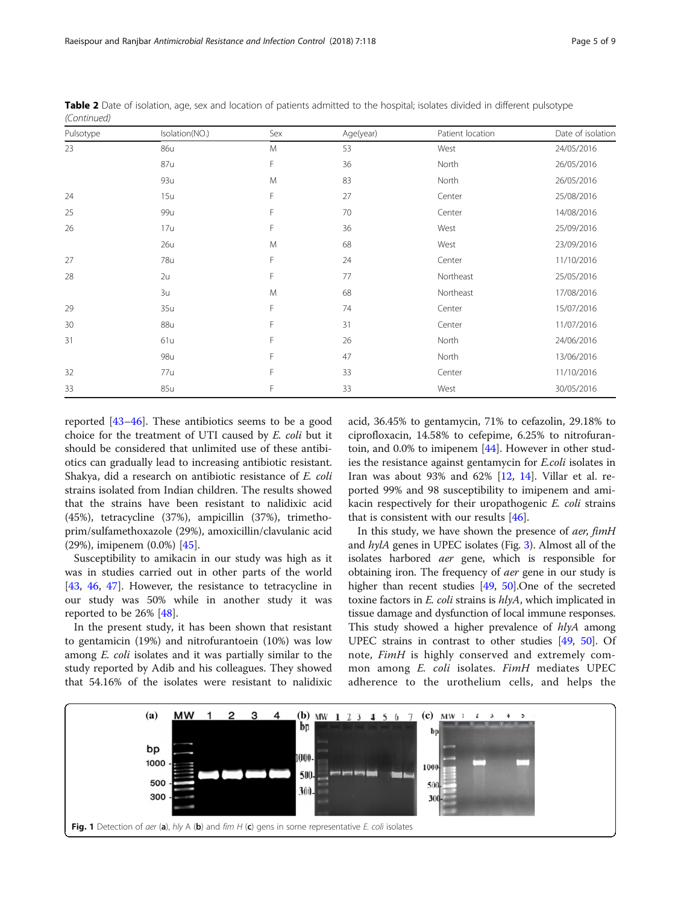**Table 2** Date of isolation, age, sex and location of patients admitted to the hospital; isolates divided in different pulsotype *(Continued)*

| Pulsotype | Isolation(NO.) | Sex | Age(year) | Patient location | Date of isolation |
|---|---|---|---|---|---|
| 23 | 86u | M | 53 | West | 24/05/2016 |
| | 87u | F | 36 | North | 26/05/2016 |
| | 93u | M | 83 | North | 26/05/2016 |
| 24 | 15u | F | 27 | Center | 25/08/2016 |
| 25 | 99u | F | 70 | Center | 14/08/2016 |
| 26 | 17u | F | 36 | West | 25/09/2016 |
| | 26u | M | 68 | West | 23/09/2016 |
| 27 | 78u | F | 24 | Center | 11/10/2016 |
| 28 | 2u | F | 77 | Northeast | 25/05/2016 |
| | 3u | M | 68 | Northeast | 17/08/2016 |
| 29 | 35u | F | 74 | Center | 15/07/2016 |
| 30 | 88u | F | 31 | Center | 11/07/2016 |
| 31 | 61u | F | 26 | North | 24/06/2016 |
| | 98u | F | 47 | North | 13/06/2016 |
| 32 | 77u | F | 33 | Center | 11/10/2016 |
| 33 | 85u | F | 33 | West | 30/05/2016 |

reported [43–46]. These antibiotics seems to be a good choice for the treatment of UTI caused by *E. coli* but it should be considered that unlimited use of these antibiotics can gradually lead to increasing antibiotic resistant. Shakya, did a research on antibiotic resistance of *E. coli* strains isolated from Indian children. The results showed that the strains have been resistant to nalidixic acid (45%), tetracycline (37%), ampicillin (37%), trimethoprim/sulfamethoxazole (29%), amoxicillin/clavulanic acid (29%), imipenem (0.0%) [45].

Susceptibility to amikacin in our study was high as it was in studies carried out in other parts of the world [43, 46, 47]. However, the resistance to tetracycline in our study was 50% while in another study it was reported to be 26% [48].

In the present study, it has been shown that resistant to gentamicin (19%) and nitrofurantoein (10%) was low among *E. coli* isolates and it was partially similar to the study reported by Adib and his colleagues. They showed that 54.16% of the isolates were resistant to nalidixic acid, 36.45% to gentamycin, 71% to cefazolin, 29.18% to ciprofloxacin, 14.58% to cefepime, 6.25% to nitrofurantoin, and 0.0% to imipenem [44]. However in other studies the resistance against gentamycin for *E.coli* isolates in Iran was about 93% and 62% [12, 14]. Villar et al. reported 99% and 98 susceptibility to imipenem and amikacin respectively for their uropathogenic *E. coli* strains that is consistent with our results [46].

In this study, we have shown the presence of *aer*, *fimH* and *hylA* genes in UPEC isolates (Fig. 3). Almost all of the isolates harbored *aer* gene, which is responsible for obtaining iron. The frequency of *aer* gene in our study is higher than recent studies [49, 50].One of the secreted toxine factors in *E. coli* strains is *hlyA*, which implicated in tissue damage and dysfunction of local immune responses. This study showed a higher prevalence of *hlyA* among UPEC strains in contrast to other studies [49, 50]. Of note, *FimH* is highly conserved and extremely common among *E. coli* isolates. *FimH* mediates UPEC adherence to the urothelium cells, and helps the

**Fig. 1** Detection of *aer* (**a**), *hly A* (**b**) and *fim H* (**c**) gens in some representative *E. coli* isolates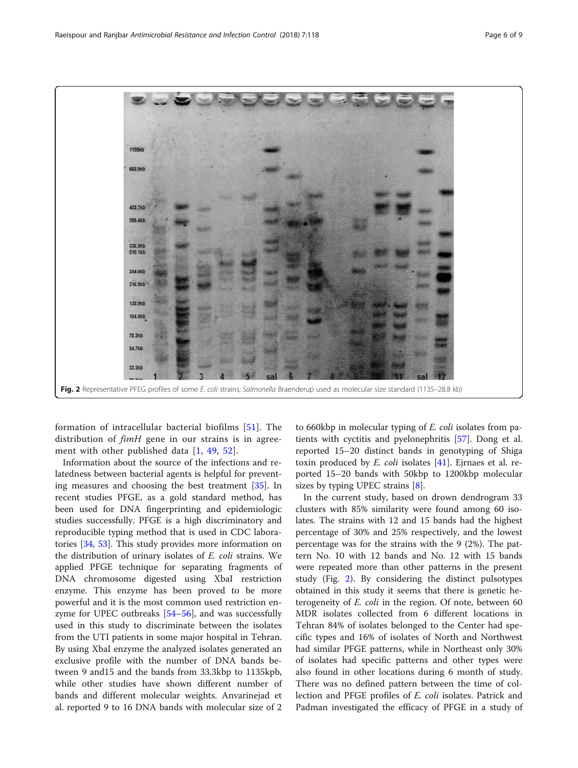Fig. 2 Representative PFEG profiles of some *E. coli* strains; *Salmonella* Braenderup used as molecular size standard (1135–28.8 kb)

formation of intracellular bacterial biofilms [51]. The distribution of *fimH* gene in our strains is in agreement with other published data [1, 49, 52].

Information about the source of the infections and relatedness between bacterial agents is helpful for preventing measures and choosing the best treatment [35]. In recent studies PFGE, as a gold standard method, has been used for DNA fingerprinting and epidemiologic studies successfully. PFGE is a high discriminatory and reproducible typing method that is used in CDC laboratories [34, 53]. This study provides more information on the distribution of urinary isolates of *E. coli* strains. We applied PFGE technique for separating fragments of DNA chromosome digested using XbaI restriction enzyme. This enzyme has been proved to be more powerful and it is the most common used restriction enzyme for UPEC outbreaks [54–56], and was successfully used in this study to discriminate between the isolates from the UTI patients in some major hospital in Tehran. By using XbaI enzyme the analyzed isolates generated an exclusive profile with the number of DNA bands between 9 and15 and the bands from 33.3kbp to 1135kpb, while other studies have shown different number of bands and different molecular weights. Anvarinejad et al. reported 9 to 16 DNA bands with molecular size of 2 to 660kbp in molecular typing of *E. coli* isolates from patients with cyctitis and pyelonephritis [57]. Dong et al. reported 15–20 distinct bands in genotyping of Shiga toxin produced by *E. coli* isolates [41]. Ejrnaes et al. reported 15–20 bands with 50kbp to 1200kbp molecular sizes by typing UPEC strains [8].

In the current study, based on drown dendrogram 33 clusters with 85% similarity were found among 60 isolates. The strains with 12 and 15 bands had the highest percentage of 30% and 25% respectively, and the lowest percentage was for the strains with the 9 (2%). The pattern No. 10 with 12 bands and No. 12 with 15 bands were repeated more than other patterns in the present study (Fig. 2). By considering the distinct pulsotypes obtained in this study it seems that there is genetic heterogeneity of *E. coli* in the region. Of note, between 60 MDR isolates collected from 6 different locations in Tehran 84% of isolates belonged to the Center had specific types and 16% of isolates of North and Northwest had similar PFGE patterns, while in Northeast only 30% of isolates had specific patterns and other types were also found in other locations during 6 month of study. There was no defined pattern between the time of collection and PFGE profiles of *E. coli* isolates. Patrick and Padman investigated the efficacy of PFGE in a study of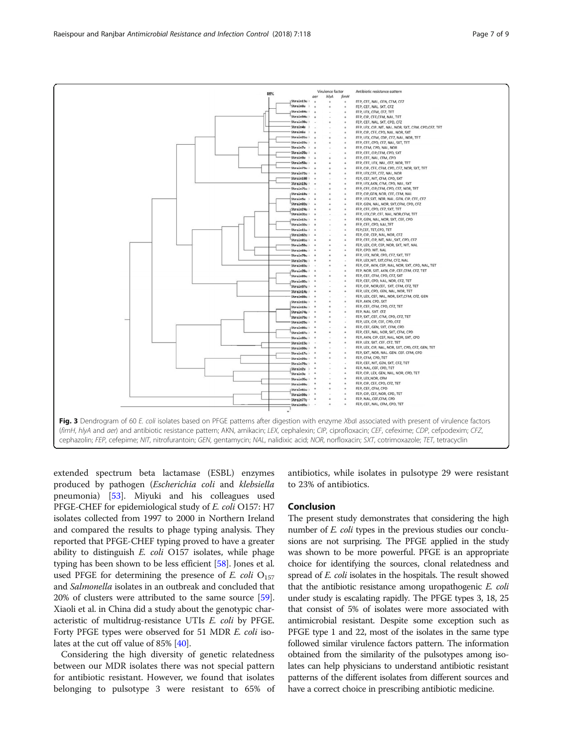**Fig. 3** Dendrogram of 60 *E. coli* isolates based on PFGE patterns after digestion with enzyme *Xba*I associated with present of virulence factors (*fimH*, *hlyA* and *aer*) and antibiotic resistance pattern; AKN, amikacin; *LEX*, cephalexin; *CIP*, ciprofloxacin; *CEF*, cefexime; *CDP*, cefpodexim; *CFZ*, cephazolin; *FEP*, cefepime; *NIT*, nitrofurantoin; *GEN*, gentamycin; *NAL*, nalidixic acid; *NOR*, norfloxacin; *SXT*, cotrimoxazole; *TET*, tetracyclin

extended spectrum beta lactamase (ESBL) enzymes produced by pathogen (*Escherichia coli* and *klebsiella* pneumonia) [53]. Miyuki and his colleagues used PFGE-CHEF for epidemiological study of *E. coli* O157: H7 isolates collected from 1997 to 2000 in Northern Ireland and compared the results to phage typing analysis. They reported that PFGE-CHEF typing proved to have a greater ability to distinguish *E. coli* O157 isolates, while phage typing has been shown to be less efficient [58]. Jones et al. used PFGE for determining the presence of *E. coli* $O_{157}$ and *Salmonella* isolates in an outbreak and concluded that 20% of clusters were attributed to the same source [59]. Xiaoli et al. in China did a study about the genotypic characteristic of multidrug-resistance UTIs *E. coli* by PFGE. Forty PFGE types were observed for 51 MDR *E. coli* isolates at the cut off value of 85% [40].

Considering the high diversity of genetic relatedness between our MDR isolates there was not special pattern for antibiotic resistant. However, we found that isolates belonging to pulsotype 3 were resistant to 65% of antibiotics, while isolates in pulsotype 29 were resistant to 23% of antibiotics.

## Conclusion

The present study demonstrates that considering the high number of *E. coli* types in the previous studies our conclusions are not surprising. The PFGE applied in the study was shown to be more powerful. PFGE is an appropriate choice for identifying the sources, clonal relatedness and spread of *E. coli* isolates in the hospitals. The result showed that the antibiotic resistance among uropathogenic *E. coli* under study is escalating rapidly. The PFGE types 3, 18, 25 that consist of 5% of isolates were more associated with antimicrobial resistant. Despite some exception such as PFGE type 1 and 22, most of the isolates in the same type followed similar virulence factors pattern. The information obtained from the similarity of the pulsotypes among isolates can help physicians to understand antibiotic resistant patterns of the different isolates from different sources and have a correct choice in prescribing antibiotic medicine.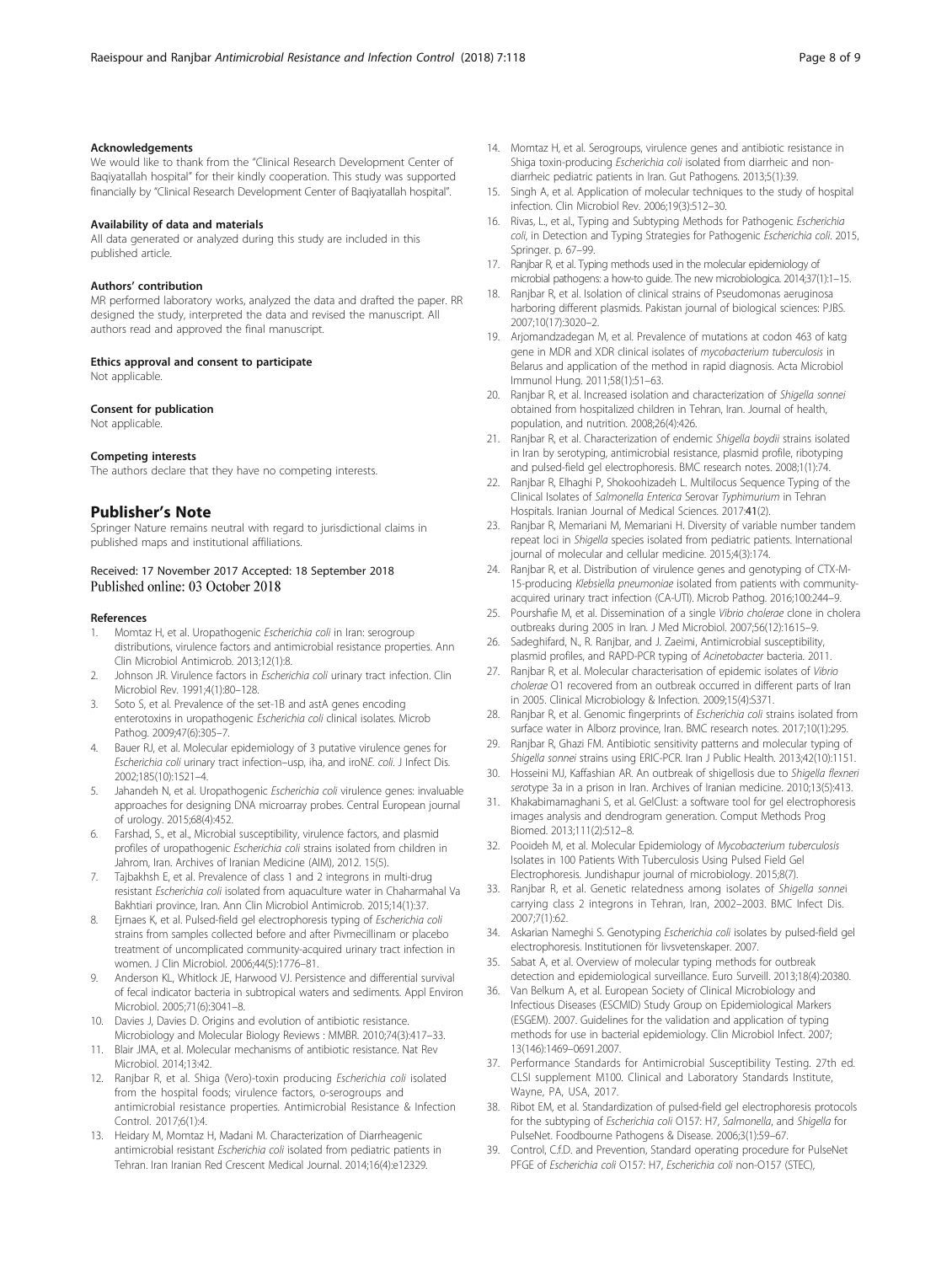#### Acknowledgements

We would like to thank from the "Clinical Research Development Center of Baqiyatallah hospital" for their kindly cooperation. This study was supported financially by "Clinical Research Development Center of Baqiyatallah hospital".

#### Availability of data and materials

All data generated or analyzed during this study are included in this published article.

#### Authors' contribution

MR performed laboratory works, analyzed the data and drafted the paper. RR designed the study, interpreted the data and revised the manuscript. All authors read and approved the final manuscript.

#### Ethics approval and consent to participate

Not applicable.

#### Consent for publication

Not applicable.

#### Competing interests

The authors declare that they have no competing interests.

## Publisher's Note

Springer Nature remains neutral with regard to jurisdictional claims in published maps and institutional affiliations.

Received: 17 November 2017 Accepted: 18 September 2018
Published online: 03 October 2018

#### References

1. Momtaz H, et al. Uropathogenic *Escherichia coli* in Iran: serogroup distributions, virulence factors and antimicrobial resistance properties. Ann Clin Microbiol Antimicrob. 2013;12(1):8.
2. Johnson JR. Virulence factors in *Escherichia coli* urinary tract infection. Clin Microbiol Rev. 1991;4(1):80–128.
3. Soto S, et al. Prevalence of the set-1B and astA genes encoding enterotoxins in uropathogenic *Escherichia coli* clinical isolates. Microb Pathog. 2009;47(6):305–7.
4. Bauer RJ, et al. Molecular epidemiology of 3 putative virulence genes for *Escherichia coli* urinary tract infection–usp, iha, and iroN*E. coli*. J Infect Dis. 2002;185(10):1521–4.
5. Jahandeh N, et al. Uropathogenic *Escherichia coli* virulence genes: invaluable approaches for designing DNA microarray probes. Central European journal of urology. 2015;68(4):452.
6. Farshad, S., et al., Microbial susceptibility, virulence factors, and plasmid profiles of uropathogenic *Escherichia coli* strains isolated from children in Jahrom, Iran. Archives of Iranian Medicine (AIM), 2012. 15(5).
7. Tajbakhsh E, et al. Prevalence of class 1 and 2 integrons in multi-drug resistant *Escherichia coli* isolated from aquaculture water in Chaharmahal Va Bakhtiari province, Iran. Ann Clin Microbiol Antimicrob. 2015;14(1):37.
8. Ejrnaes K, et al. Pulsed-field gel electrophoresis typing of *Escherichia coli* strains from samples collected before and after Pivmecillinam or placebo treatment of uncomplicated community-acquired urinary tract infection in women. J Clin Microbiol. 2006;44(5):1776–81.
9. Anderson KL, Whitlock JE, Harwood VJ. Persistence and differential survival of fecal indicator bacteria in subtropical waters and sediments. Appl Environ Microbiol. 2005;71(6):3041–8.
10. Davies J, Davies D. Origins and evolution of antibiotic resistance. Microbiology and Molecular Biology Reviews : MMBR. 2010;74(3):417–33.
11. Blair JMA, et al. Molecular mechanisms of antibiotic resistance. Nat Rev Microbiol. 2014;13:42.
12. Ranjbar R, et al. Shiga (Vero)-toxin producing *Escherichia coli* isolated from the hospital foods; virulence factors, o-serogroups and antimicrobial resistance properties. Antimicrobial Resistance & Infection Control. 2017;6(1):4.
13. Heidary M, Momtaz H, Madani M. Characterization of Diarrheagenic antimicrobial resistant *Escherichia coli* isolated from pediatric patients in Tehran. Iran Iranian Red Crescent Medical Journal. 2014;16(4):e12329.
14. Momtaz H, et al. Serogroups, virulence genes and antibiotic resistance in Shiga toxin-producing *Escherichia coli* isolated from diarrheic and non-diarrheic pediatric patients in Iran. Gut Pathogens. 2013;5(1):39.
15. Singh A, et al. Application of molecular techniques to the study of hospital infection. Clin Microbiol Rev. 2006;19(3):512–30.
16. Rivas, L., et al., Typing and Subtyping Methods for Pathogenic *Escherichia coli*, in Detection and Typing Strategies for Pathogenic *Escherichia coli*. 2015, Springer. p. 67–99.
17. Ranjbar R, et al. Typing methods used in the molecular epidemiology of microbial pathogens: a how-to guide. The new microbiologica. 2014;37(1):1–15.
18. Ranjbar R, et al. Isolation of clinical strains of Pseudomonas aeruginosa harboring different plasmids. Pakistan journal of biological sciences: PJBS. 2007;10(17):3020–2.
19. Arjomandzadegan M, et al. Prevalence of mutations at codon 463 of katg gene in MDR and XDR clinical isolates of *mycobacterium tuberculosis* in Belarus and application of the method in rapid diagnosis. Acta Microbiol Immunol Hung. 2011;58(1):51–63.
20. Ranjbar R, et al. Increased isolation and characterization of *Shigella sonnei* obtained from hospitalized children in Tehran, Iran. Journal of health, population, and nutrition. 2008;26(4):426.
21. Ranjbar R, et al. Characterization of endemic *Shigella boydii* strains isolated in Iran by serotyping, antimicrobial resistance, plasmid profile, ribotyping and pulsed-field gel electrophoresis. BMC research notes. 2008;1(1):74.
22. Ranjbar R, Elhaghi P, Shokoohizadeh L. Multilocus Sequence Typing of the Clinical Isolates of *Salmonella Enterica* Serovar *Typhimurium* in Tehran Hospitals. Iranian Journal of Medical Sciences. 2017;**41**(2).
23. Ranjbar R, Memariani M, Memariani H. Diversity of variable number tandem repeat loci in *Shigella* species isolated from pediatric patients. International journal of molecular and cellular medicine. 2015;4(3):174.
24. Ranjbar R, et al. Distribution of virulence genes and genotyping of CTX-M-15-producing *Klebsiella pneumoniae* isolated from patients with community-acquired urinary tract infection (CA-UTI). Microb Pathog. 2016;100:244–9.
25. Pourshafie M, et al. Dissemination of a single *Vibrio cholerae* clone in cholera outbreaks during 2005 in Iran. J Med Microbiol. 2007;56(12):1615–9.
26. Sadeghifard, N., R. Ranjbar, and J. Zaeimi, Antimicrobial susceptibility, plasmid profiles, and RAPD-PCR typing of *Acinetobacter* bacteria. 2011.
27. Ranjbar R, et al. Molecular characterisation of epidemic isolates of *Vibrio cholerae* O1 recovered from an outbreak occurred in different parts of Iran in 2005. Clinical Microbiology & Infection. 2009;15(4):S371.
28. Ranjbar R, et al. Genomic fingerprints of *Escherichia coli* strains isolated from surface water in Alborz province, Iran. BMC research notes. 2017;10(1):295.
29. Ranjbar R, Ghazi FM. Antibiotic sensitivity patterns and molecular typing of *Shigella sonnei* strains using ERIC-PCR. Iran J Public Health. 2013;42(10):1151.
30. Hosseini MJ, Kaffashian AR. An outbreak of shigellosis due to *Shigella flexneri serot*ype 3a in a prison in Iran. Archives of Iranian medicine. 2010;13(5):413.
31. Khakabimamaghani S, et al. GelClust: a software tool for gel electrophoresis images analysis and dendrogram generation. Comput Methods Prog Biomed. 2013;111(2):512–8.
32. Pooideh M, et al. Molecular Epidemiology of *Mycobacterium tuberculosis* Isolates in 100 Patients With Tuberculosis Using Pulsed Field Gel Electrophoresis. Jundishapur journal of microbiology. 2015;8(7).
33. Ranjbar R, et al. Genetic relatedness among isolates of *Shigella sonne*i carrying class 2 integrons in Tehran, Iran, 2002–2003. BMC Infect Dis. 2007;7(1):62.
34. Askarian Nameghi S. Genotyping *Escherichia coli* isolates by pulsed-field gel electrophoresis. Institutionen för livsvetenskaper. 2007.
35. Sabat A, et al. Overview of molecular typing methods for outbreak detection and epidemiological surveillance. Euro Surveill. 2013;18(4):20380.
36. Van Belkum A, et al. European Society of Clinical Microbiology and Infectious Diseases (ESCMID) Study Group on Epidemiological Markers (ESGEM). 2007. Guidelines for the validation and application of typing methods for use in bacterial epidemiology. Clin Microbiol Infect. 2007; 13(146):1469–0691.2007.
37. Performance Standards for Antimicrobial Susceptibility Testing. 27th ed. CLSI supplement M100. Clinical and Laboratory Standards Institute, Wayne, PA, USA, 2017.
38. Ribot EM, et al. Standardization of pulsed-field gel electrophoresis protocols for the subtyping of *Escherichia coli* O157: H7, *Salmonella*, and *Shigella* for PulseNet. Foodbourne Pathogens & Disease. 2006;3(1):59–67.
39. Control, C.f.D. and Prevention, Standard operating procedure for PulseNet PFGE of *Escherichia coli* O157: H7, *Escherichia coli* non-O157 (STEC),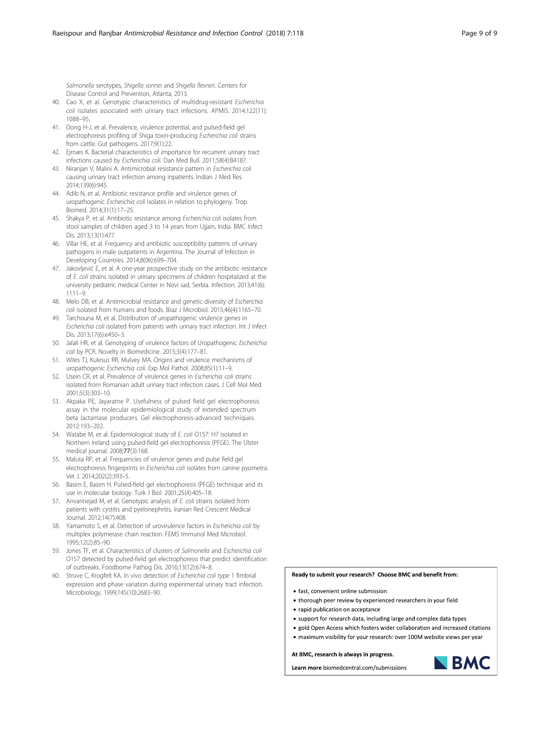Salmonella serotypes, *Shigella sonnei* and *Shigella flexneri*. Centers for Disease Control and Prevention, Atlanta, 2013.

40. Cao X, et al. Genotypic characteristics of multidrug-resistant *Escherichia coli* isolates associated with urinary tract infections. APMIS. 2014;122(11): 1088–95.
41. Dong H-J, et al. Prevalence, virulence potential, and pulsed-field gel electrophoresis profiling of Shiga toxin-producing *Escherichia coli* strains from cattle. Gut pathogens. 2017;9(1):22.
42. Ejrnæs K. Bacterial characteristics of importance for recurrent urinary tract infections caused by *Escherichia coli*. Dan Med Bull. 2011;58(4):B4187.
43. Niranjan V, Malini A. Antimicrobial resistance pattern in *Escherichia coli* causing urinary tract infection among inpatients. Indian J Med Res. 2014;139(6):945.
44. Adib N, et al. Antibiotic resistance profile and virulence genes of uropathogenic *Escherichia coli* isolates in relation to phylogeny. Trop Biomed. 2014;31(1):17–25.
45. Shakya P, et al. Antibiotic resistance among *Escherichia coli* isolates from stool samples of children aged 3 to 14 years from Ujjain, India. BMC Infect Dis. 2013;13(1):477.
46. Villar HE, et al. Frequency and antibiotic susceptibility patterns of urinary pathogens in male outpatients in Argentina. The Journal of Infection in Developing Countries. 2014;8(06):699–704.
47. Jakovljević E, et al. A one-year prospective study on the antibiotic resistance of *E. coli* strains isolated in urinary specimens of children hospitalized at the university pediatric medical Center in Novi sad, Serbia. Infection. 2013;41(6): 1111–9.
48. Melo DB, et al. Antimicrobial resistance and genetic diversity of *Escherichia coli* isolated from humans and foods. Braz J Microbiol. 2015;46(4):1165–70.
49. Tarchouna M, et al. Distribution of uropathogenic virulence genes in *Escherichia coli* isolated from patients with urinary tract infection. Int J Infect Dis. 2013;17(6):e450–3.
50. Jalali HR, et al. Genotyping of virulence factors of Uropathogenic *Escherichia coli* by PCR. Novelty in Biomedicine. 2015;3(4):177–81.
51. Wiles TJ, Kulesus RR, Mulvey MA. Origins and virulence mechanisms of uropathogenic *Escherichia coli*. Exp Mol Pathol. 2008;85(1):11–9.
52. Usein CR, et al. Prevalence of virulence genes in *Escherichia coli* strains isolated from Romanian adult urinary tract infection cases. J Cell Mol Med. 2001;5(3):303–10.
53. Akpaka PE, Jayaratne P. Usefulness of pulsed field gel electrophoresis assay in the molecular epidemiological study of extended spectrum beta lactamase producers. Gel electrophoresis-advanced techniques. 2012:193–202.
54. Watabe M, et al. Epidemiological study of *E. coli* O157: H7 isolated in Northern Ireland using pulsed-field gel electrophoresis (PFGE). The Ulster medical journal. 2008;**77**(3):168.
55. Maluta RP, et al. Frequencies of virulence genes and pulse field gel electrophoresis fingerprints in *Escherichia coli* isolates from canine pyometra. Vet J. 2014;202(2):393–5.
56. Basim E, Basim H. Pulsed-field gel electrophoresis (PFGE) technique and its use in molecular biology. Turk J Biol. 2001;25(4):405–18.
57. Anvarinejad M, et al. Genotypic analysis of *E. coli* strains isolated from patients with cystitis and pyelonephritis. Iranian Red Crescent Medical Journal. 2012;14(7):408.
58. Yamamoto S, et al. Detection of urovirulence factors in *Escherichia coli* by multiplex polymerase chain reaction. FEMS Immunol Med Microbiol. 1995;12(2):85–90.
59. Jones TF, et al. Characteristics of clusters of *Salmonella* and *Escherichia coli* O157 detected by pulsed-field gel electrophoresis that predict identification of outbreaks. Foodborne Pathog Dis. 2016;13(12):674–8.
60. Struve C, Krogfelt KA. In vivo detection of *Escherichia coli* type 1 fimbrial expression and phase variation during experimental urinary tract infection. Microbiology. 1999;145(10):2683–90.

**Ready to submit your research? Choose BMC and benefit from:**

- fast, convenient online submission
- thorough peer review by experienced researchers in your field
- rapid publication on acceptance
- support for research data, including large and complex data types
- gold Open Access which fosters wider collaboration and increased citations
- maximum visibility for your research: over 100M website views per year

**At BMC, research is always in progress.**

**Learn more** biomedcentral.com/submissions

BMC